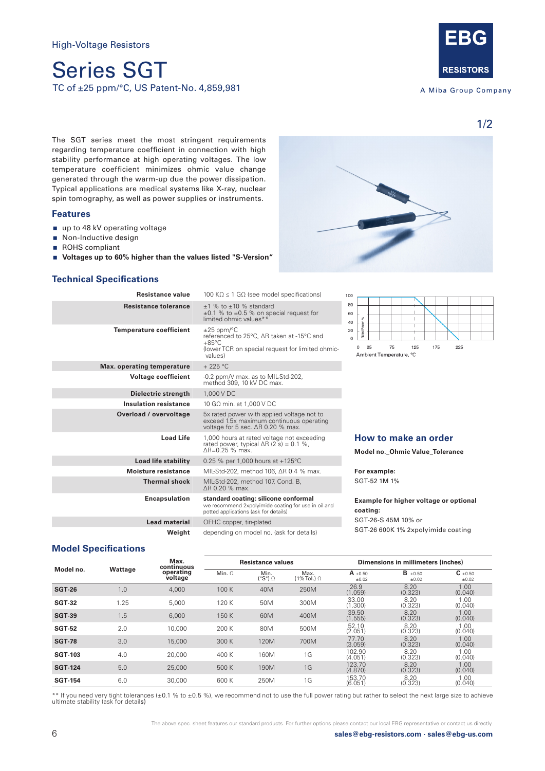High-Voltage Resistors

# Series SGT

TC of ±25 ppm/°C, US Patent-No. 4,859,981

The SGT series meet the most stringent requirements regarding temperature coefficient in connection with high stability performance at high operating voltages. The low temperature coefficient minimizes ohmic value change generated through the warm-up due the power dissipation. Typical applications are medical systems like X-ray, nuclear spin tomography, as well as power supplies or instruments.

## Features

- up to 48 kV operating voltage
- Non-Inductive design
- ROHS compliant
- **Voltages up to 60% higher than the values listed "S-Version"**

## Technical Specifications

| | |
|---|---|
| **Resistance value** | 100 KΩ ≤ 1 GΩ (see model specifications) |
| **Resistance tolerance** | ±1 % to ±10 % standard<br>±0.1 % to ±0.5 % on special request for limited ohmic values** |
| **Temperature coefficient** | ±25 ppm/°C<br>referenced to 25°C, ΔR taken at -15°C and +85°C<br>(lower TCR on special request for limited ohmic-values) |
| **Max. operating temperature** | + 225 °C |
| **Voltage coefficient** | -0.2 ppm/V max. as to MIL-Std-202, method 309, 10 kV DC max. |
| **Dielectric strength** | 1,000 V DC |
| **Insulation resistance** | 10 GΩ min. at 1,000 V DC |
| **Overload / overvoltage** | 5x rated power with applied voltage not to exceed 1.5x maximum continuous operating voltage for 5 sec. ΔR 0.20 % max. |
| **Load Life** | 1,000 hours at rated voltage not exceeding rated power, typical ΔR (2 s) = 0.1 %, ΔR=0.25 % max. |
| **Load life stability** | 0.25 % per 1,000 hours at +125°C |
| **Moisture resistance** | MIL-Std-202, method 106, ΔR 0.4 % max. |
| **Thermal shock** | MIL-Std-202, method 107, Cond. B, ΔR 0.20 % max. |
| **Encapsulation** | **standard coating: silicone conformal**<br>we recommend 2xpolyimide coating for use in oil and potted applications (ask for details) |
| **Lead material** | OFHC copper, tin-plated |
| **Weight** | depending on model no. (ask for details) |

Rated Power, % vs. Ambient Temperature, °C

## How to make an order

**Model no._Ohmic Value_Tolerance**

**For example:**
SGT-52 1M 1%

**Example for higher voltage or optional coating:**
SGT-26-S 45M 10% or
SGT-26 600K 1% 2xpolyimide coating

## Model Specifications

| Model no. | Wattage | Max. continuous operating voltage | Resistance values | | | Dimensions in millimeters (inches) | | |
|---|---|---|---|---|---|---|---|---|
| | | | Min. Ω | Min. ("S") Ω | Max. (1% Tol.) Ω | A ±0.50 ±0.02 | B ±0.50 ±0.02 | C ±0.50 ±0.02 |
| **SGT-26** | 1.0 | 4,000 | 100 K | 40M | 250M | 26.9 (1.059) | 8.20 (0.323) | 1.00 (0.040) |
| **SGT-32** | 1.25 | 5,000 | 120 K | 50M | 300M | 33.00 (1.300) | 8.20 (0.323) | 1.00 (0.040) |
| **SGT-39** | 1.5 | 6,000 | 150 K | 60M | 400M | 39.50 (1.555) | 8.20 (0.323) | 1.00 (0.040) |
| **SGT-52** | 2.0 | 10,000 | 200 K | 80M | 500M | 52.10 (2.051) | 8.20 (0.323) | 1.00 (0.040) |
| **SGT-78** | 3.0 | 15,000 | 300 K | 120M | 700M | 77.70 (3.059) | 8.20 (0.323) | 1.00 (0.040) |
| **SGT-103** | 4.0 | 20,000 | 400 K | 160M | 1G | 102.90 (4.051) | 8.20 (0.323) | 1.00 (0.040) |
| **SGT-124** | 5.0 | 25,000 | 500 K | 190M | 1G | 123.70 (4.870) | 8.20 (0.323) | 1.00 (0.040) |
| **SGT-154** | 6.0 | 30,000 | 600 K | 250M | 1G | 153.70 (6.051) | 8.20 (0.323) | 1.00 (0.040) |

** If you need very tight tolerances (±0.1 % to ±0.5 %), we recommend not to use the full power rating but rather to select the next large size to achieve ultimate stability (ask for details)

The above spec. sheet features our standard products. For further options please contact our local EBG representative or contact us directly.

**sales@ebg-resistors.com · sales@ebg-us.com**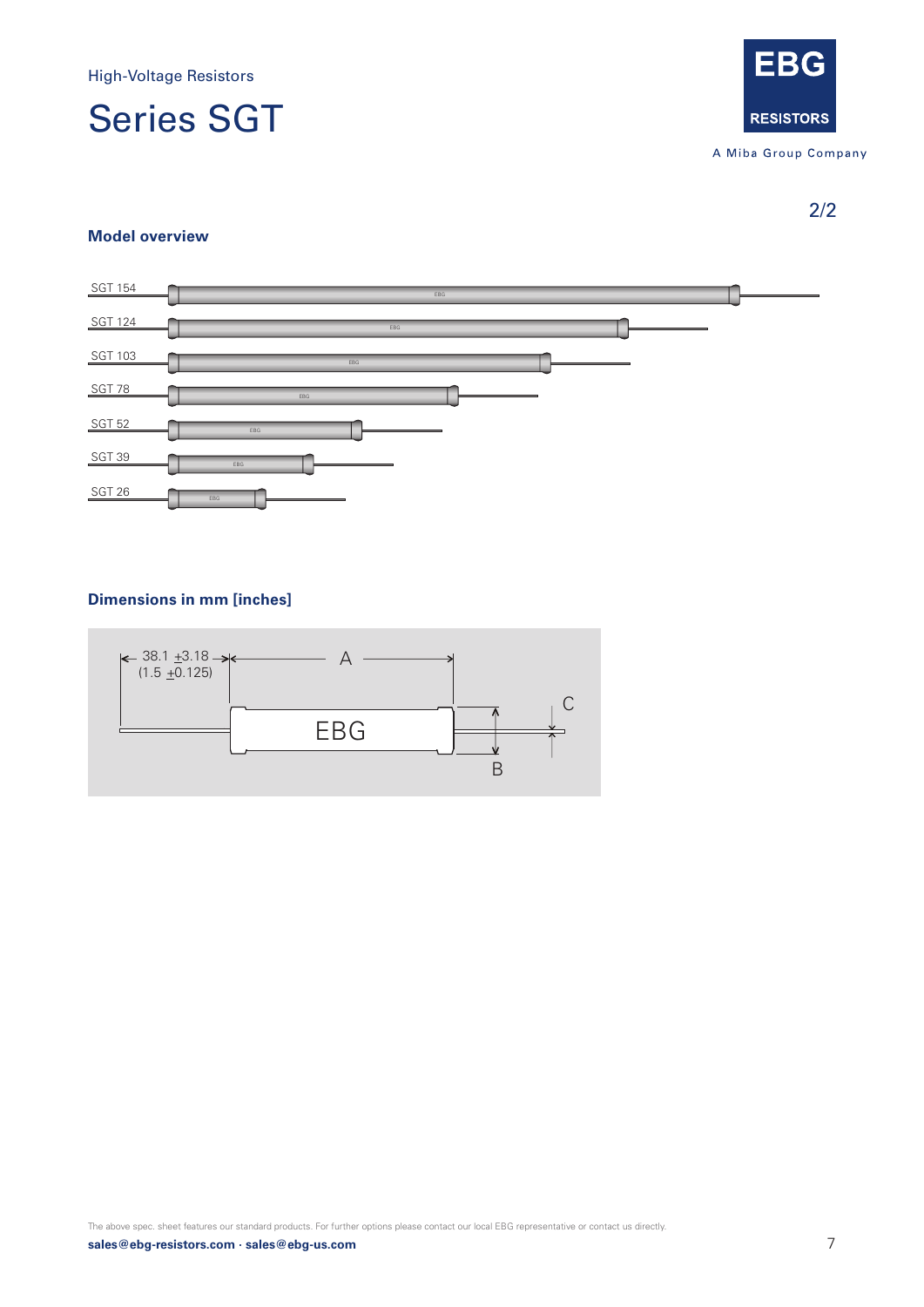High-Voltage Resistors

# Series SGT

## Model overview

SGT 154

SGT 124

SGT 103

SGT 78

SGT 52

SGT 39

SGT 26

## Dimensions in mm [inches]

38.1 ±3.18
(1.5 ±0.125)

A

EBG

C

B

The above spec. sheet features our standard products. For further options please contact our local EBG representative or contact us directly.

**sales@ebg-resistors.com · sales@ebg-us.com**